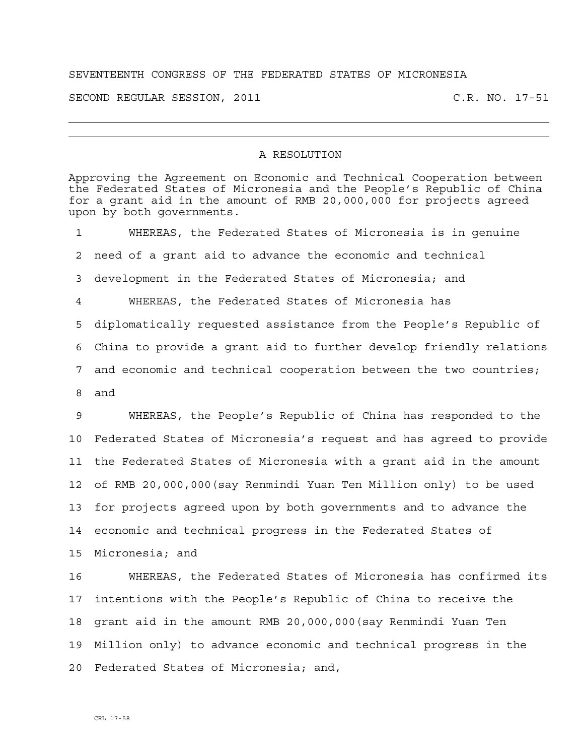SEVENTEENTH CONGRESS OF THE FEDERATED STATES OF MICRONESIA

SECOND REGULAR SESSION, 2011 C.R. NO. 17-51

---

## A RESOLUTION

Approving the Agreement on Economic and Technical Cooperation between the Federated States of Micronesia and the People's Republic of China for a grant aid in the amount of RMB 20,000,000 for projects agreed upon by both governments.

1 WHEREAS, the Federated States of Micronesia is in genuine
2 need of a grant aid to advance the economic and technical
3 development in the Federated States of Micronesia; and
4 WHEREAS, the Federated States of Micronesia has
5 diplomatically requested assistance from the People's Republic of
6 China to provide a grant aid to further develop friendly relations
7 and economic and technical cooperation between the two countries;
8 and
9 WHEREAS, the People's Republic of China has responded to the
10 Federated States of Micronesia's request and has agreed to provide
11 the Federated States of Micronesia with a grant aid in the amount
12 of RMB 20,000,000(say Renmindi Yuan Ten Million only) to be used
13 for projects agreed upon by both governments and to advance the
14 economic and technical progress in the Federated States of
15 Micronesia; and
16 WHEREAS, the Federated States of Micronesia has confirmed its
17 intentions with the People's Republic of China to receive the
18 grant aid in the amount RMB 20,000,000(say Renmindi Yuan Ten
19 Million only) to advance economic and technical progress in the
20 Federated States of Micronesia; and,

CRL 17-58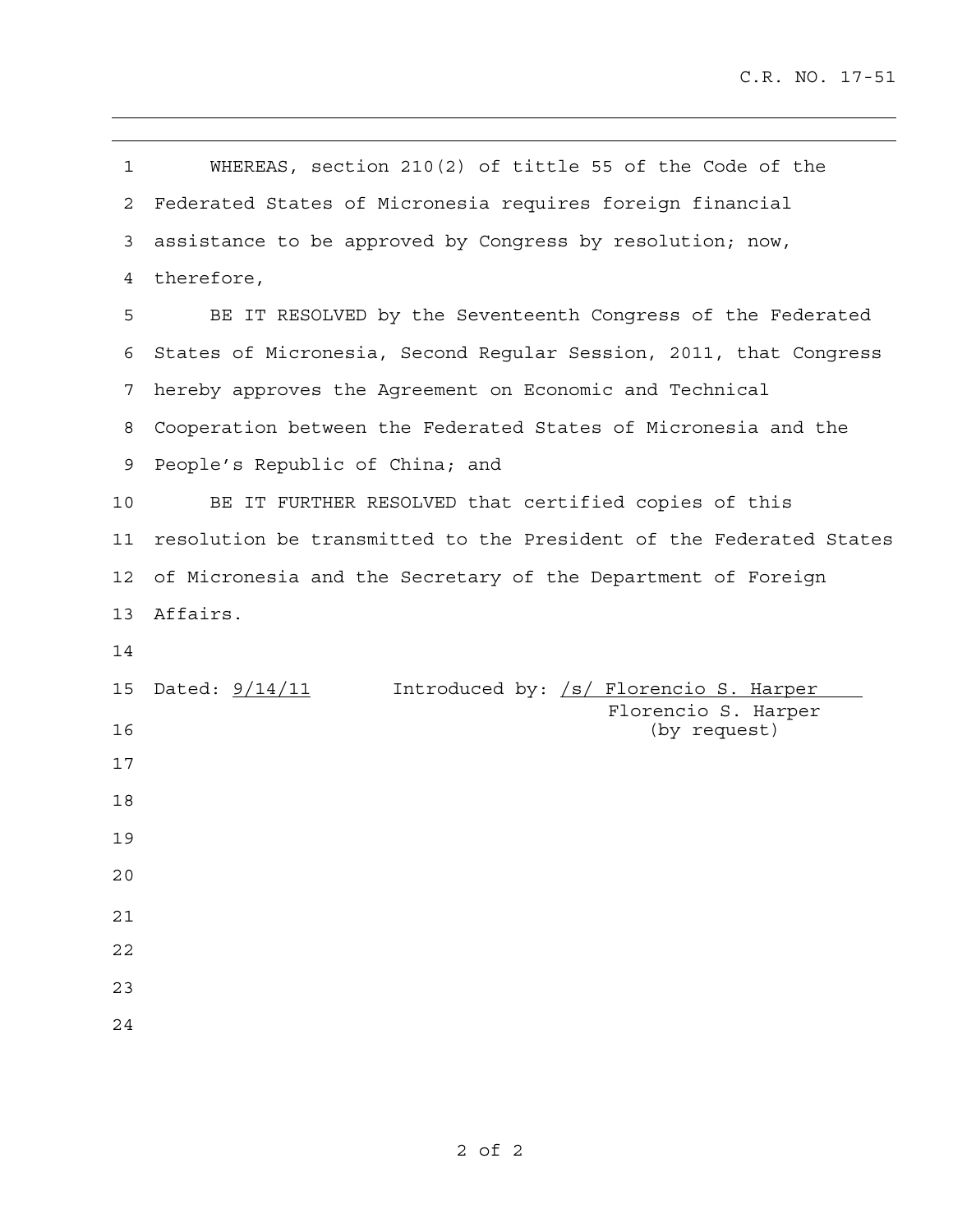WHEREAS, section 210(2) of tittle 55 of the Code of the Federated States of Micronesia requires foreign financial assistance to be approved by Congress by resolution; now, therefore,

BE IT RESOLVED by the Seventeenth Congress of the Federated States of Micronesia, Second Regular Session, 2011, that Congress hereby approves the Agreement on Economic and Technical Cooperation between the Federated States of Micronesia and the People's Republic of China; and

BE IT FURTHER RESOLVED that certified copies of this resolution be transmitted to the President of the Federated States of Micronesia and the Secretary of the Department of Foreign Affairs.

Dated: 9/14/11

Introduced by: /s/ Florencio S. Harper
Florencio S. Harper
(by request)